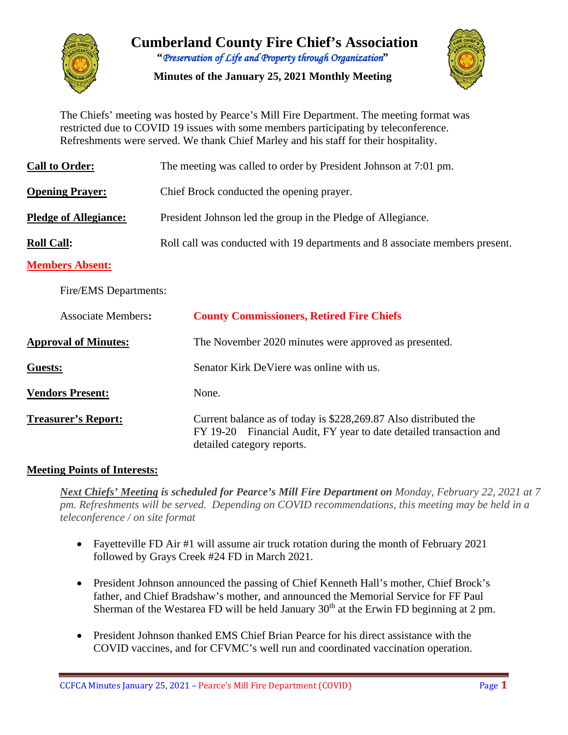# Cumberland County Fire Chief's Association

**"*Preservation of Life and Property through Organization*"**

**Minutes of the January 25, 2021 Monthly Meeting**

The Chiefs' meeting was hosted by Pearce's Mill Fire Department. The meeting format was restricted due to COVID 19 issues with some members participating by teleconference. Refreshments were served. We thank Chief Marley and his staff for their hospitality.

**Call to Order:** The meeting was called to order by President Johnson at 7:01 pm.

**Opening Prayer:** Chief Brock conducted the opening prayer.

**Pledge of Allegiance:** President Johnson led the group in the Pledge of Allegiance.

**Roll Call:** Roll call was conducted with 19 departments and 8 associate members present.

**Members Absent:**

Fire/EMS Departments:

Associate Members: **County Commissioners, Retired Fire Chiefs**

**Approval of Minutes:** The November 2020 minutes were approved as presented.

**Guests:** Senator Kirk DeViere was online with us.

**Vendors Present:** None.

**Treasurer's Report:** Current balance as of today is $228,269.87 Also distributed the FY 19-20 Financial Audit, FY year to date detailed transaction and detailed category reports.

**Meeting Points of Interests:**

***Next Chiefs' Meeting* is scheduled for Pearce's Mill Fire Department on** *Monday, February 22, 2021 at 7 pm. Refreshments will be served. Depending on COVID recommendations, this meeting may be held in a teleconference / on site format*

- Fayetteville FD Air #1 will assume air truck rotation during the month of February 2021 followed by Grays Creek #24 FD in March 2021.
- President Johnson announced the passing of Chief Kenneth Hall's mother, Chief Brock's father, and Chief Bradshaw's mother, and announced the Memorial Service for FF Paul Sherman of the Westarea FD will be held January 30th at the Erwin FD beginning at 2 pm.
- President Johnson thanked EMS Chief Brian Pearce for his direct assistance with the COVID vaccines, and for CFVMC's well run and coordinated vaccination operation.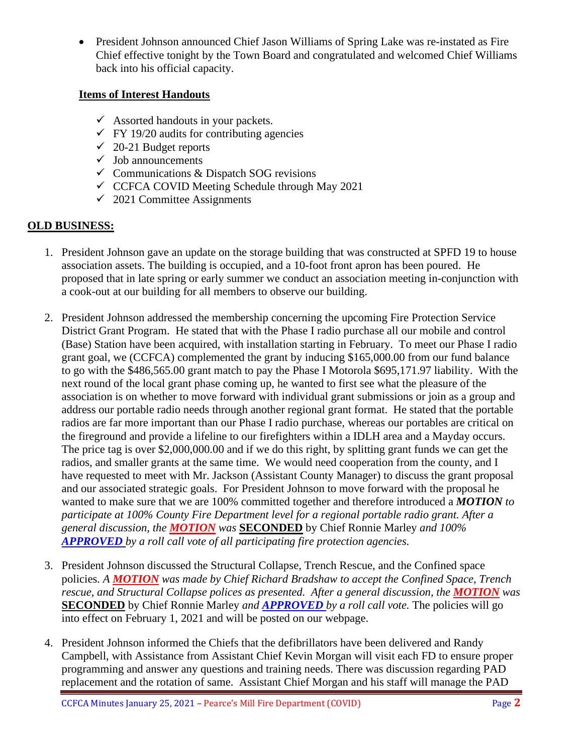- President Johnson announced Chief Jason Williams of Spring Lake was re-instated as Fire Chief effective tonight by the Town Board and congratulated and welcomed Chief Williams back into his official capacity.

**Items of Interest Handouts**

- ✓ Assorted handouts in your packets.
- ✓ FY 19/20 audits for contributing agencies
- ✓ 20-21 Budget reports
- ✓ Job announcements
- ✓ Communications & Dispatch SOG revisions
- ✓ CCFCA COVID Meeting Schedule through May 2021
- ✓ 2021 Committee Assignments

**OLD BUSINESS:**

1. President Johnson gave an update on the storage building that was constructed at SPFD 19 to house association assets. The building is occupied, and a 10-foot front apron has been poured. He proposed that in late spring or early summer we conduct an association meeting in-conjunction with a cook-out at our building for all members to observe our building.

2. President Johnson addressed the membership concerning the upcoming Fire Protection Service District Grant Program. He stated that with the Phase I radio purchase all our mobile and control (Base) Station have been acquired, with installation starting in February. To meet our Phase I radio grant goal, we (CCFCA) complemented the grant by inducing $165,000.00 from our fund balance to go with the $486,565.00 grant match to pay the Phase I Motorola $695,171.97 liability. With the next round of the local grant phase coming up, he wanted to first see what the pleasure of the association is on whether to move forward with individual grant submissions or join as a group and address our portable radio needs through another regional grant format. He stated that the portable radios are far more important than our Phase I radio purchase, whereas our portables are critical on the fireground and provide a lifeline to our firefighters within a IDLH area and a Mayday occurs. The price tag is over $2,000,000.00 and if we do this right, by splitting grant funds we can get the radios, and smaller grants at the same time. We would need cooperation from the county, and I have requested to meet with Mr. Jackson (Assistant County Manager) to discuss the grant proposal and our associated strategic goals. For President Johnson to move forward with the proposal he wanted to make sure that we are 100% committed together and therefore introduced a ***MOTION*** *to participate at 100% County Fire Department level for a regional portable radio grant. After a general discussion, the* ***MOTION*** *was* **SECONDED** by Chief Ronnie Marley *and 100%* ***APPROVED*** *by a roll call vote of all participating fire protection agencies.*

3. President Johnson discussed the Structural Collapse, Trench Rescue, and the Confined space policies. *A* ***MOTION*** *was made by Chief Richard Bradshaw to accept the Confined Space, Trench rescue, and Structural Collapse polices as presented. After a general discussion, the* ***MOTION*** *was* **SECONDED** by Chief Ronnie Marley *and* ***APPROVED*** *by a roll call vote.* The policies will go into effect on February 1, 2021 and will be posted on our webpage.

4. President Johnson informed the Chiefs that the defibrillators have been delivered and Randy Campbell, with Assistance from Assistant Chief Kevin Morgan will visit each FD to ensure proper programming and answer any questions and training needs. There was discussion regarding PAD replacement and the rotation of same. Assistant Chief Morgan and his staff will manage the PAD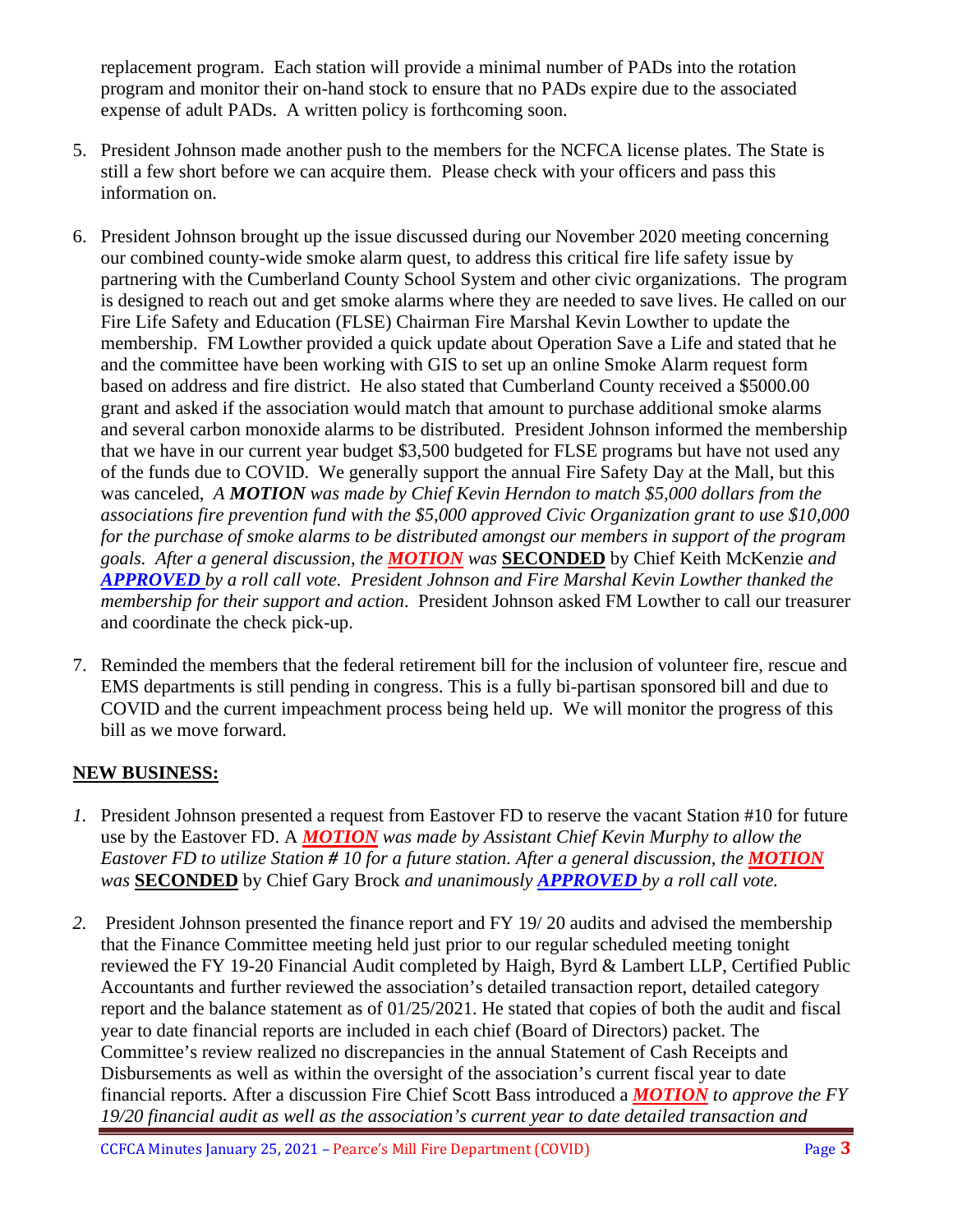replacement program. Each station will provide a minimal number of PADs into the rotation program and monitor their on-hand stock to ensure that no PADs expire due to the associated expense of adult PADs. A written policy is forthcoming soon.

5. President Johnson made another push to the members for the NCFCA license plates. The State is still a few short before we can acquire them. Please check with your officers and pass this information on.

6. President Johnson brought up the issue discussed during our November 2020 meeting concerning our combined county-wide smoke alarm quest, to address this critical fire life safety issue by partnering with the Cumberland County School System and other civic organizations. The program is designed to reach out and get smoke alarms where they are needed to save lives. He called on our Fire Life Safety and Education (FLSE) Chairman Fire Marshal Kevin Lowther to update the membership. FM Lowther provided a quick update about Operation Save a Life and stated that he and the committee have been working with GIS to set up an online Smoke Alarm request form based on address and fire district. He also stated that Cumberland County received a $5000.00 grant and asked if the association would match that amount to purchase additional smoke alarms and several carbon monoxide alarms to be distributed. President Johnson informed the membership that we have in our current year budget $3,500 budgeted for FLSE programs but have not used any of the funds due to COVID. We generally support the annual Fire Safety Day at the Mall, but this was canceled, *A **MOTION** was made by Chief Kevin Herndon to match $5,000 dollars from the associations fire prevention fund with the $5,000 approved Civic Organization grant to use $10,000 for the purchase of smoke alarms to be distributed amongst our members in support of the program goals. After a general discussion, the **MOTION** was* **SECONDED** by Chief Keith McKenzie *and **APPROVED** by a roll call vote. President Johnson and Fire Marshal Kevin Lowther thanked the membership for their support and action*. President Johnson asked FM Lowther to call our treasurer and coordinate the check pick-up.

7. Reminded the members that the federal retirement bill for the inclusion of volunteer fire, rescue and EMS departments is still pending in congress. This is a fully bi-partisan sponsored bill and due to COVID and the current impeachment process being held up. We will monitor the progress of this bill as we move forward.

**NEW BUSINESS:**

1. President Johnson presented a request from Eastover FD to reserve the vacant Station #10 for future use by the Eastover FD. A ***MOTION*** *was made by Assistant Chief Kevin Murphy to allow the Eastover FD to utilize Station # 10 for a future station. After a general discussion, the **MOTION** was* **SECONDED** by Chief Gary Brock *and unanimously **APPROVED** by a roll call vote.*

2. President Johnson presented the finance report and FY 19/ 20 audits and advised the membership that the Finance Committee meeting held just prior to our regular scheduled meeting tonight reviewed the FY 19-20 Financial Audit completed by Haigh, Byrd & Lambert LLP, Certified Public Accountants and further reviewed the association's detailed transaction report, detailed category report and the balance statement as of 01/25/2021. He stated that copies of both the audit and fiscal year to date financial reports are included in each chief (Board of Directors) packet. The Committee's review realized no discrepancies in the annual Statement of Cash Receipts and Disbursements as well as within the oversight of the association's current fiscal year to date financial reports. After a discussion Fire Chief Scott Bass introduced a ***MOTION*** *to approve the FY 19/20 financial audit as well as the association's current year to date detailed transaction and*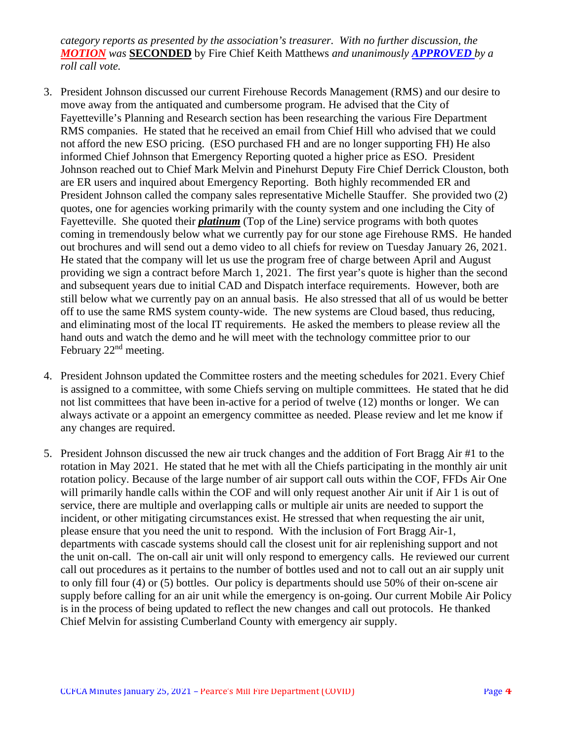*category reports as presented by the association's treasurer. With no further discussion, the* ***MOTION*** *was* **SECONDED** by Fire Chief Keith Matthews *and unanimously* ***APPROVED*** *by a roll call vote.*

3. President Johnson discussed our current Firehouse Records Management (RMS) and our desire to move away from the antiquated and cumbersome program. He advised that the City of Fayetteville's Planning and Research section has been researching the various Fire Department RMS companies. He stated that he received an email from Chief Hill who advised that we could not afford the new ESO pricing. (ESO purchased FH and are no longer supporting FH) He also informed Chief Johnson that Emergency Reporting quoted a higher price as ESO. President Johnson reached out to Chief Mark Melvin and Pinehurst Deputy Fire Chief Derrick Clouston, both are ER users and inquired about Emergency Reporting. Both highly recommended ER and President Johnson called the company sales representative Michelle Stauffer. She provided two (2) quotes, one for agencies working primarily with the county system and one including the City of Fayetteville. She quoted their ***platinum*** (Top of the Line) service programs with both quotes coming in tremendously below what we currently pay for our stone age Firehouse RMS. He handed out brochures and will send out a demo video to all chiefs for review on Tuesday January 26, 2021. He stated that the company will let us use the program free of charge between April and August providing we sign a contract before March 1, 2021. The first year's quote is higher than the second and subsequent years due to initial CAD and Dispatch interface requirements. However, both are still below what we currently pay on an annual basis. He also stressed that all of us would be better off to use the same RMS system county-wide. The new systems are Cloud based, thus reducing, and eliminating most of the local IT requirements. He asked the members to please review all the hand outs and watch the demo and he will meet with the technology committee prior to our February 22nd meeting.

4. President Johnson updated the Committee rosters and the meeting schedules for 2021. Every Chief is assigned to a committee, with some Chiefs serving on multiple committees. He stated that he did not list committees that have been in-active for a period of twelve (12) months or longer. We can always activate or a appoint an emergency committee as needed. Please review and let me know if any changes are required.

5. President Johnson discussed the new air truck changes and the addition of Fort Bragg Air #1 to the rotation in May 2021. He stated that he met with all the Chiefs participating in the monthly air unit rotation policy. Because of the large number of air support call outs within the COF, FFDs Air One will primarily handle calls within the COF and will only request another Air unit if Air 1 is out of service, there are multiple and overlapping calls or multiple air units are needed to support the incident, or other mitigating circumstances exist. He stressed that when requesting the air unit, please ensure that you need the unit to respond. With the inclusion of Fort Bragg Air-1, departments with cascade systems should call the closest unit for air replenishing support and not the unit on-call. The on-call air unit will only respond to emergency calls. He reviewed our current call out procedures as it pertains to the number of bottles used and not to call out an air supply unit to only fill four (4) or (5) bottles. Our policy is departments should use 50% of their on-scene air supply before calling for an air unit while the emergency is on-going. Our current Mobile Air Policy is in the process of being updated to reflect the new changes and call out protocols. He thanked Chief Melvin for assisting Cumberland County with emergency air supply.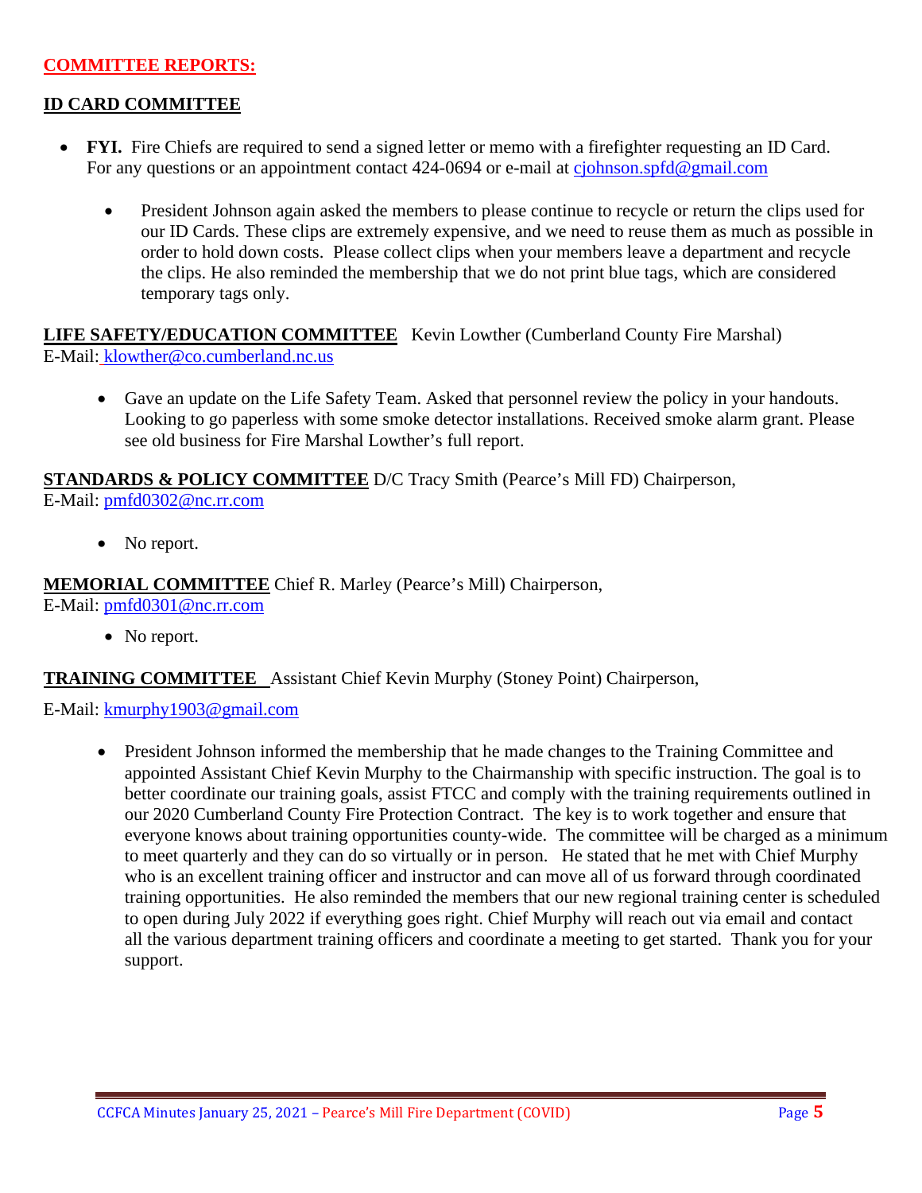## COMMITTEE REPORTS:

### ID CARD COMMITTEE

- **FYI.** Fire Chiefs are required to send a signed letter or memo with a firefighter requesting an ID Card. For any questions or an appointment contact 424-0694 or e-mail at cjohnson.spfd@gmail.com
  - President Johnson again asked the members to please continue to recycle or return the clips used for our ID Cards. These clips are extremely expensive, and we need to reuse them as much as possible in order to hold down costs. Please collect clips when your members leave a department and recycle the clips. He also reminded the membership that we do not print blue tags, which are considered temporary tags only.

**LIFE SAFETY/EDUCATION COMMITTEE** Kevin Lowther (Cumberland County Fire Marshal)
E-Mail: klowther@co.cumberland.nc.us

- Gave an update on the Life Safety Team. Asked that personnel review the policy in your handouts. Looking to go paperless with some smoke detector installations. Received smoke alarm grant. Please see old business for Fire Marshal Lowther's full report.

**STANDARDS & POLICY COMMITTEE** D/C Tracy Smith (Pearce's Mill FD) Chairperson,
E-Mail: pmfd0302@nc.rr.com

- No report.

**MEMORIAL COMMITTEE** Chief R. Marley (Pearce's Mill) Chairperson,
E-Mail: pmfd0301@nc.rr.com

- No report.

**TRAINING COMMITTEE** Assistant Chief Kevin Murphy (Stoney Point) Chairperson,

E-Mail: kmurphy1903@gmail.com

- President Johnson informed the membership that he made changes to the Training Committee and appointed Assistant Chief Kevin Murphy to the Chairmanship with specific instruction. The goal is to better coordinate our training goals, assist FTCC and comply with the training requirements outlined in our 2020 Cumberland County Fire Protection Contract. The key is to work together and ensure that everyone knows about training opportunities county-wide. The committee will be charged as a minimum to meet quarterly and they can do so virtually or in person. He stated that he met with Chief Murphy who is an excellent training officer and instructor and can move all of us forward through coordinated training opportunities. He also reminded the members that our new regional training center is scheduled to open during July 2022 if everything goes right. Chief Murphy will reach out via email and contact all the various department training officers and coordinate a meeting to get started. Thank you for your support.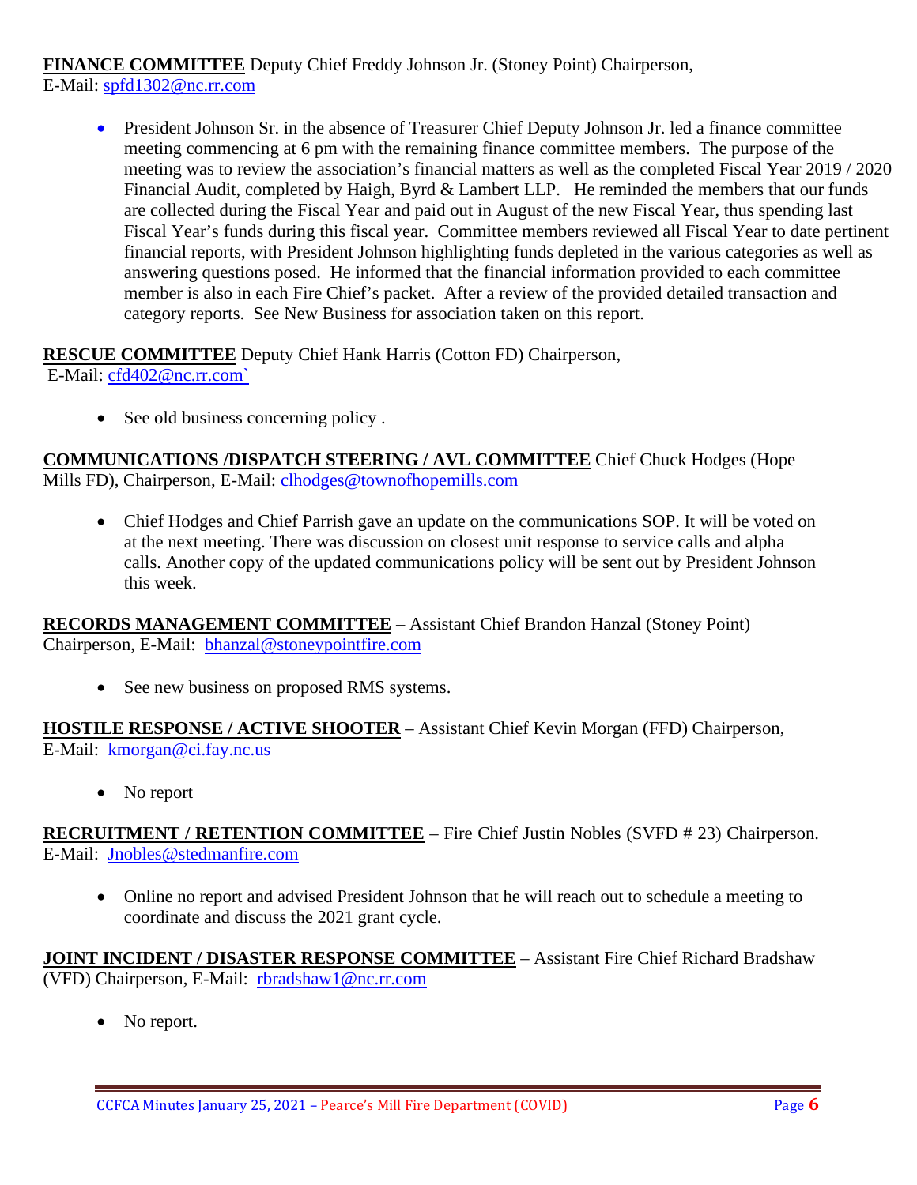**FINANCE COMMITTEE** Deputy Chief Freddy Johnson Jr. (Stoney Point) Chairperson, E-Mail: spfd1302@nc.rr.com

- President Johnson Sr. in the absence of Treasurer Chief Deputy Johnson Jr. led a finance committee meeting commencing at 6 pm with the remaining finance committee members. The purpose of the meeting was to review the association's financial matters as well as the completed Fiscal Year 2019 / 2020 Financial Audit, completed by Haigh, Byrd & Lambert LLP. He reminded the members that our funds are collected during the Fiscal Year and paid out in August of the new Fiscal Year, thus spending last Fiscal Year's funds during this fiscal year. Committee members reviewed all Fiscal Year to date pertinent financial reports, with President Johnson highlighting funds depleted in the various categories as well as answering questions posed. He informed that the financial information provided to each committee member is also in each Fire Chief's packet. After a review of the provided detailed transaction and category reports. See New Business for association taken on this report.

**RESCUE COMMITTEE** Deputy Chief Hank Harris (Cotton FD) Chairperson, E-Mail: cfd402@nc.rr.com`

- See old business concerning policy .

**COMMUNICATIONS /DISPATCH STEERING / AVL COMMITTEE** Chief Chuck Hodges (Hope Mills FD), Chairperson, E-Mail: clhodges@townofhopemills.com

- Chief Hodges and Chief Parrish gave an update on the communications SOP. It will be voted on at the next meeting. There was discussion on closest unit response to service calls and alpha calls. Another copy of the updated communications policy will be sent out by President Johnson this week.

**RECORDS MANAGEMENT COMMITTEE** – Assistant Chief Brandon Hanzal (Stoney Point) Chairperson, E-Mail: bhanzal@stoneypointfire.com

- See new business on proposed RMS systems.

**HOSTILE RESPONSE / ACTIVE SHOOTER** – Assistant Chief Kevin Morgan (FFD) Chairperson, E-Mail: kmorgan@ci.fay.nc.us

- No report

**RECRUITMENT / RETENTION COMMITTEE** – Fire Chief Justin Nobles (SVFD # 23) Chairperson. E-Mail: Jnobles@stedmanfire.com

- Online no report and advised President Johnson that he will reach out to schedule a meeting to coordinate and discuss the 2021 grant cycle.

**JOINT INCIDENT / DISASTER RESPONSE COMMITTEE** – Assistant Fire Chief Richard Bradshaw (VFD) Chairperson, E-Mail: rbradshaw1@nc.rr.com

- No report.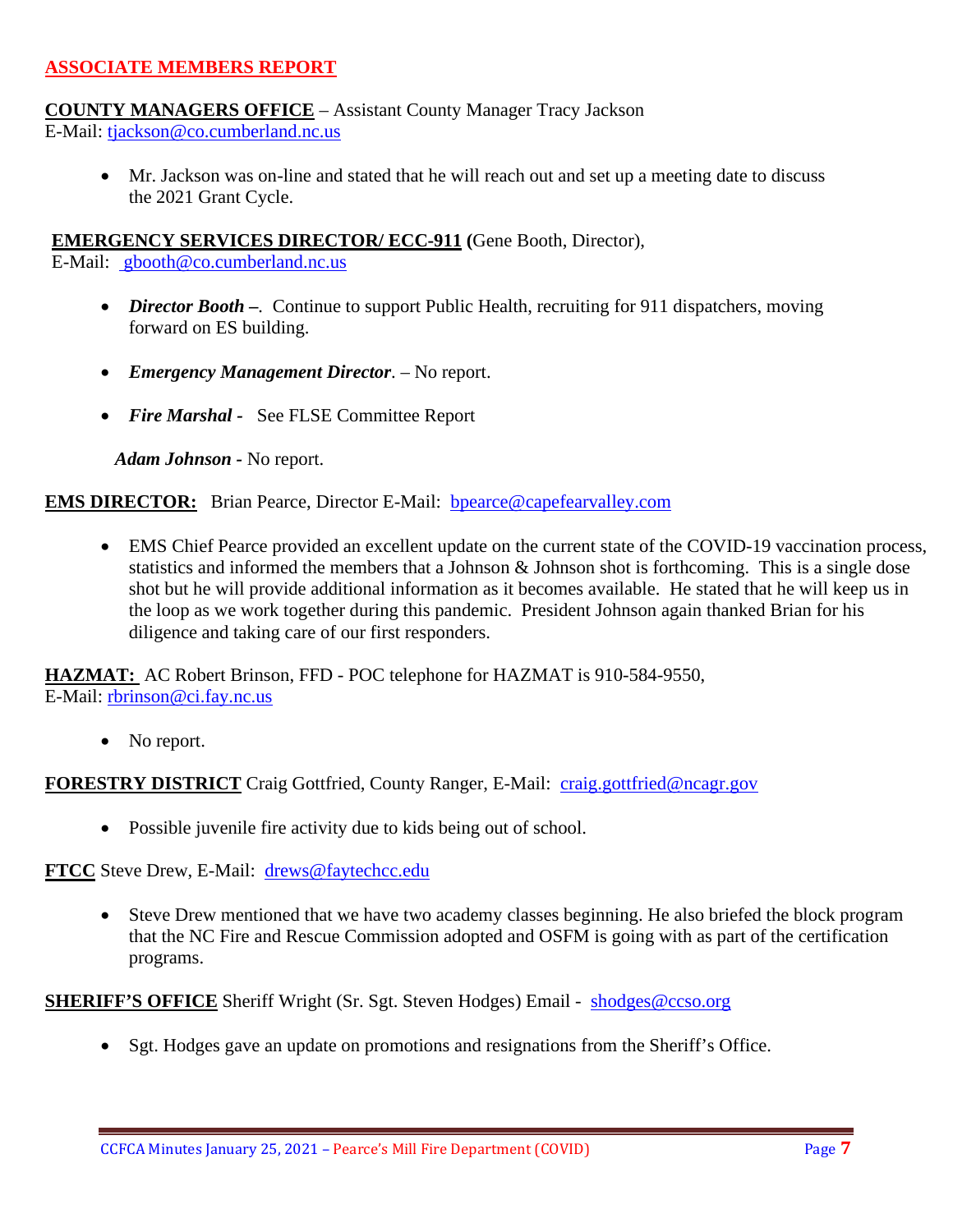## ASSOCIATE MEMBERS REPORT

**COUNTY MANAGERS OFFICE** – Assistant County Manager Tracy Jackson
E-Mail: tjackson@co.cumberland.nc.us

- Mr. Jackson was on-line and stated that he will reach out and set up a meeting date to discuss the 2021 Grant Cycle.

**EMERGENCY SERVICES DIRECTOR/ ECC-911 (**Gene Booth, Director),
E-Mail: gbooth@co.cumberland.nc.us

- ***Director Booth –***. Continue to support Public Health, recruiting for 911 dispatchers, moving forward on ES building.
- ***Emergency Management Director***. – No report.
- ***Fire Marshal -*** See FLSE Committee Report

***Adam Johnson*** **-** No report.

**EMS DIRECTOR:** Brian Pearce, Director E-Mail: bpearce@capefearvalley.com

- EMS Chief Pearce provided an excellent update on the current state of the COVID-19 vaccination process, statistics and informed the members that a Johnson & Johnson shot is forthcoming. This is a single dose shot but he will provide additional information as it becomes available. He stated that he will keep us in the loop as we work together during this pandemic. President Johnson again thanked Brian for his diligence and taking care of our first responders.

**HAZMAT:** AC Robert Brinson, FFD - POC telephone for HAZMAT is 910-584-9550,
E-Mail: rbrinson@ci.fay.nc.us

- No report.

**FORESTRY DISTRICT** Craig Gottfried, County Ranger, E-Mail: craig.gottfried@ncagr.gov

- Possible juvenile fire activity due to kids being out of school.

**FTCC** Steve Drew, E-Mail: drews@faytechcc.edu

- Steve Drew mentioned that we have two academy classes beginning. He also briefed the block program that the NC Fire and Rescue Commission adopted and OSFM is going with as part of the certification programs.

**SHERIFF'S OFFICE** Sheriff Wright (Sr. Sgt. Steven Hodges) Email - shodges@ccso.org

- Sgt. Hodges gave an update on promotions and resignations from the Sheriff's Office.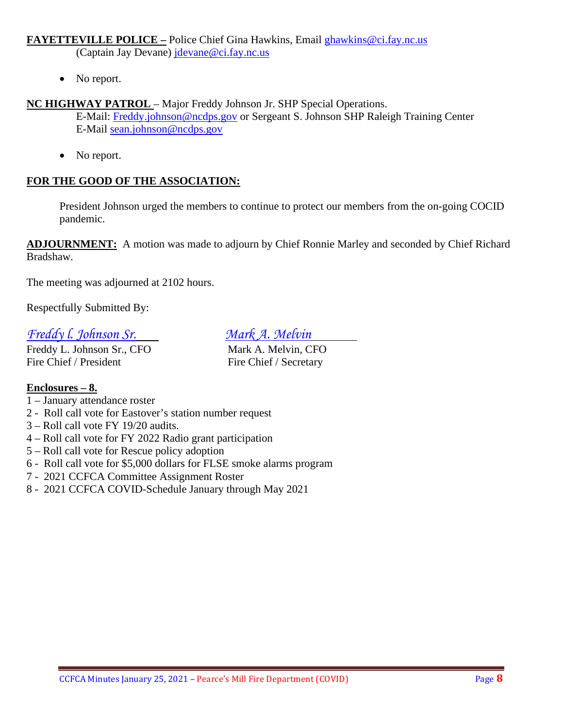**FAYETTEVILLE POLICE –** Police Chief Gina Hawkins, Email ghawkins@ci.fay.nc.us
(Captain Jay Devane) jdevane@ci.fay.nc.us

- No report.

**NC HIGHWAY PATROL** – Major Freddy Johnson Jr. SHP Special Operations.
E-Mail: Freddy.johnson@ncdps.gov or Sergeant S. Johnson SHP Raleigh Training Center
E-Mail sean.johnson@ncdps.gov

- No report.

**FOR THE GOOD OF THE ASSOCIATION:**

President Johnson urged the members to continue to protect our members from the on-going COCID pandemic.

**ADJOURNMENT:** A motion was made to adjourn by Chief Ronnie Marley and seconded by Chief Richard Bradshaw.

The meeting was adjourned at 2102 hours.

Respectfully Submitted By:

*Freddy l. Johnson Sr.*
Freddy L. Johnson Sr., CFO
Fire Chief / President

*Mark A. Melvin*
Mark A. Melvin, CFO
Fire Chief / Secretary

**Enclosures – 8.**

1 – January attendance roster
2 - Roll call vote for Eastover's station number request
3 – Roll call vote FY 19/20 audits.
4 – Roll call vote for FY 2022 Radio grant participation
5 – Roll call vote for Rescue policy adoption
6 - Roll call vote for $5,000 dollars for FLSE smoke alarms program
7 - 2021 CCFCA Committee Assignment Roster
8 - 2021 CCFCA COVID-Schedule January through May 2021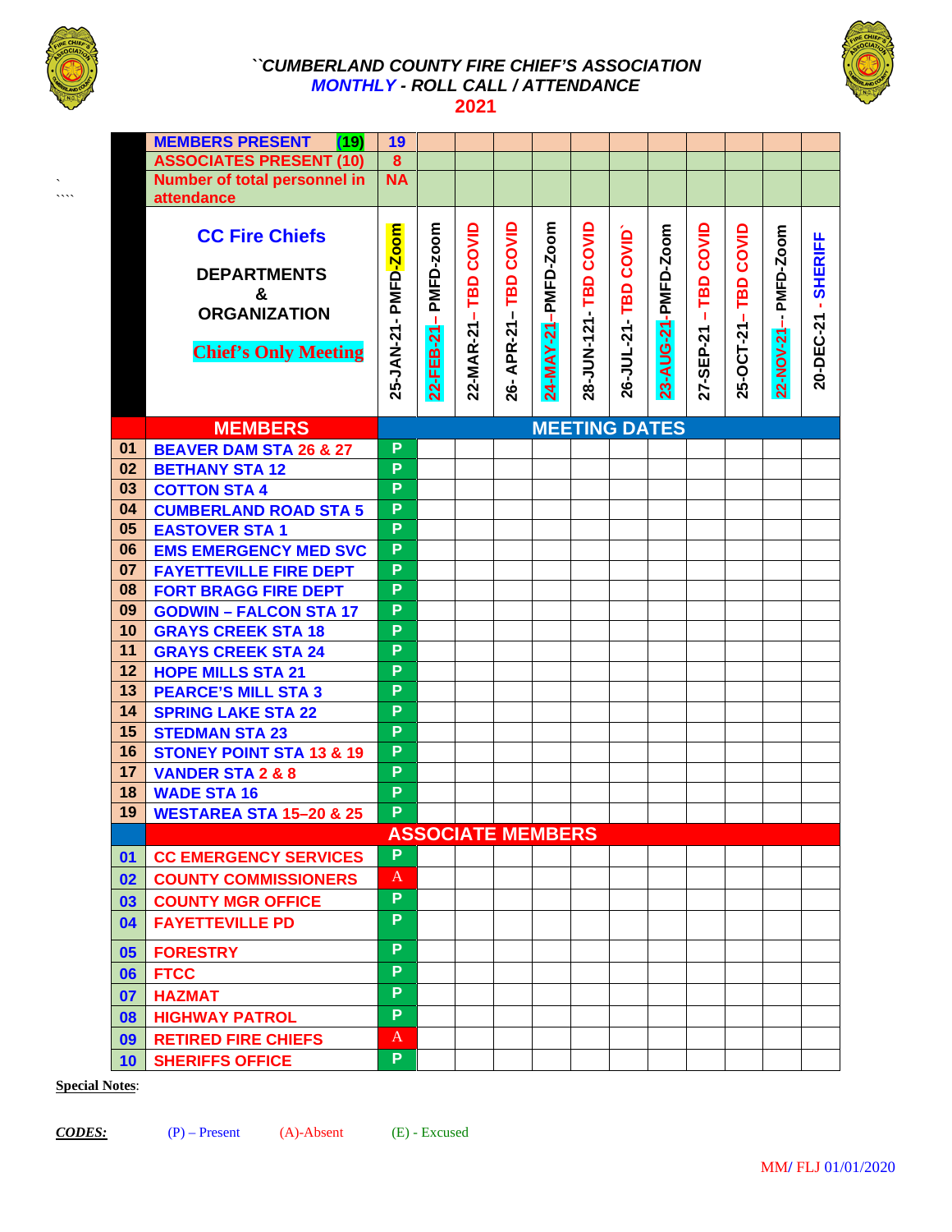# ``CUMBERLAND COUNTY FIRE CHIEF'S ASSOCIATION

## MONTHLY - ROLL CALL / ATTENDANCE

## 2021

`
````

| | MEMBERS PRESENT (19) | 19 | | | | | | | | | | | |
|---|---|---|---|---|---|---|---|---|---|---|---|---|---|
| | ASSOCIATES PRESENT (10) | 8 | | | | | | | | | | | |
| | Number of total personnel in attendance | NA | | | | | | | | | | | |
| | CC Fire Chiefs<br>DEPARTMENTS & ORGANIZATION<br>Chief's Only Meeting | 25-JAN-21- PMFD-Zoom | 22-FEB-21 – PMFD-zoom | 22-MAR-21– TBD COVID | 26- APR-21– TBD COVID | 24-MAY-21–PMFD-Zoom | 28-JUN-121- TBD COVID | 26-JUL-21- TBD COVID` | 23-AUG-21-PMFD-Zoom | 27-SEP-21 – TBD COVID | 25-OCT-21– TBD COVID | 22-NOV-21-- PMFD-Zoom | 20-DEC-21 - SHERIFF |
| | **MEMBERS** | **MEETING DATES** | | | | | | | | | | | |
| 01 | BEAVER DAM STA 26 & 27 | P | | | | | | | | | | | |
| 02 | BETHANY STA 12 | P | | | | | | | | | | | |
| 03 | COTTON STA 4 | P | | | | | | | | | | | |
| 04 | CUMBERLAND ROAD STA 5 | P | | | | | | | | | | | |
| 05 | EASTOVER STA 1 | P | | | | | | | | | | | |
| 06 | EMS EMERGENCY MED SVC | P | | | | | | | | | | | |
| 07 | FAYETTEVILLE FIRE DEPT | P | | | | | | | | | | | |
| 08 | FORT BRAGG FIRE DEPT | P | | | | | | | | | | | |
| 09 | GODWIN – FALCON STA 17 | P | | | | | | | | | | | |
| 10 | GRAYS CREEK STA 18 | P | | | | | | | | | | | |
| 11 | GRAYS CREEK STA 24 | P | | | | | | | | | | | |
| 12 | HOPE MILLS STA 21 | P | | | | | | | | | | | |
| 13 | PEARCE'S MILL STA 3 | P | | | | | | | | | | | |
| 14 | SPRING LAKE STA 22 | P | | | | | | | | | | | |
| 15 | STEDMAN STA 23 | P | | | | | | | | | | | |
| 16 | STONEY POINT STA 13 & 19 | P | | | | | | | | | | | |
| 17 | VANDER STA 2 & 8 | P | | | | | | | | | | | |
| 18 | WADE STA 16 | P | | | | | | | | | | | |
| 19 | WESTAREA STA 15–20 & 25 | P | | | | | | | | | | | |
| | **ASSOCIATE MEMBERS** | | | | | | | | | | | | |
| 01 | CC EMERGENCY SERVICES | P | | | | | | | | | | | |
| 02 | COUNTY COMMISSIONERS | A | | | | | | | | | | | |
| 03 | COUNTY MGR OFFICE | P | | | | | | | | | | | |
| 04 | FAYETTEVILLE PD | P | | | | | | | | | | | |
| 05 | FORESTRY | P | | | | | | | | | | | |
| 06 | FTCC | P | | | | | | | | | | | |
| 07 | HAZMAT | P | | | | | | | | | | | |
| 08 | HIGHWAY PATROL | P | | | | | | | | | | | |
| 09 | RETIRED FIRE CHIEFS | A | | | | | | | | | | | |
| 10 | SHERIFFS OFFICE | P | | | | | | | | | | | |

**Special Notes**:

***CODES:*** (P) – Present (A)-Absent (E) - Excused

MM/ FLJ 01/01/2020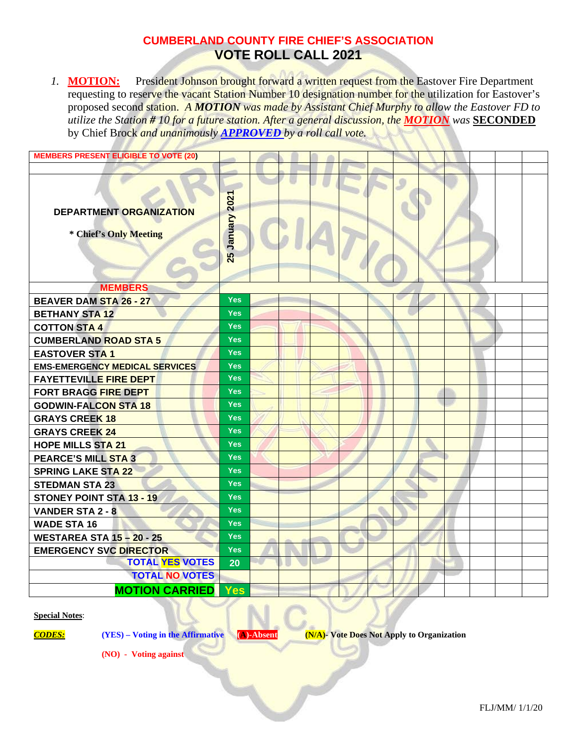# CUMBERLAND COUNTY FIRE CHIEF'S ASSOCIATION

## VOTE ROLL CALL 2021

1. **MOTION:** President Johnson brought forward a written request from the Eastover Fire Department requesting to reserve the vacant Station Number 10 designation number for the utilization for Eastover's proposed second station. *A **MOTION** was made by Assistant Chief Murphy to allow the Eastover FD to utilize the Station # 10 for a future station. After a general discussion, the **MOTION** was* **SECONDED** by Chief Brock *and unanimously **APPROVED** by a roll call vote.*

| MEMBERS PRESENT ELIGIBLE TO VOTE (20) | | | | | | | | | | | |
|---|---|---|---|---|---|---|---|---|---|---|---|
| | | | | | | | | | | | |
| **DEPARTMENT ORGANIZATION** <br> * Chief's Only Meeting | 25 January 2021 | | | | | | | | | | |
| **MEMBERS** | | | | | | | | | | | |
| BEAVER DAM STA 26 - 27 | Yes | | | | | | | | | | |
| BETHANY STA 12 | Yes | | | | | | | | | | |
| COTTON STA 4 | Yes | | | | | | | | | | |
| CUMBERLAND ROAD STA 5 | Yes | | | | | | | | | | |
| EASTOVER STA 1 | Yes | | | | | | | | | | |
| EMS-EMERGENCY MEDICAL SERVICES | Yes | | | | | | | | | | |
| FAYETTEVILLE FIRE DEPT | Yes | | | | | | | | | | |
| FORT BRAGG FIRE DEPT | Yes | | | | | | | | | | |
| GODWIN-FALCON STA 18 | Yes | | | | | | | | | | |
| GRAYS CREEK 18 | Yes | | | | | | | | | | |
| GRAYS CREEK 24 | Yes | | | | | | | | | | |
| HOPE MILLS STA 21 | Yes | | | | | | | | | | |
| PEARCE'S MILL STA 3 | Yes | | | | | | | | | | |
| SPRING LAKE STA 22 | Yes | | | | | | | | | | |
| STEDMAN STA 23 | Yes | | | | | | | | | | |
| STONEY POINT STA 13 - 19 | Yes | | | | | | | | | | |
| VANDER STA 2 - 8 | Yes | | | | | | | | | | |
| WADE STA 16 | Yes | | | | | | | | | | |
| WESTAREA STA 15 – 20 - 25 | Yes | | | | | | | | | | |
| EMERGENCY SVC DIRECTOR | Yes | | | | | | | | | | |
| TOTAL YES VOTES | 20 | | | | | | | | | | |
| TOTAL NO VOTES | | | | | | | | | | | |
| **MOTION CARRIED** | **Yes** | | | | | | | | | | |

**Special Notes**:

***CODES:*** **(YES) – Voting in the Affirmative** **(A)-Absent** **(N/A)- Vote Does Not Apply to Organization**

**(NO) - Voting against**

FLJ/MM/ 1/1/20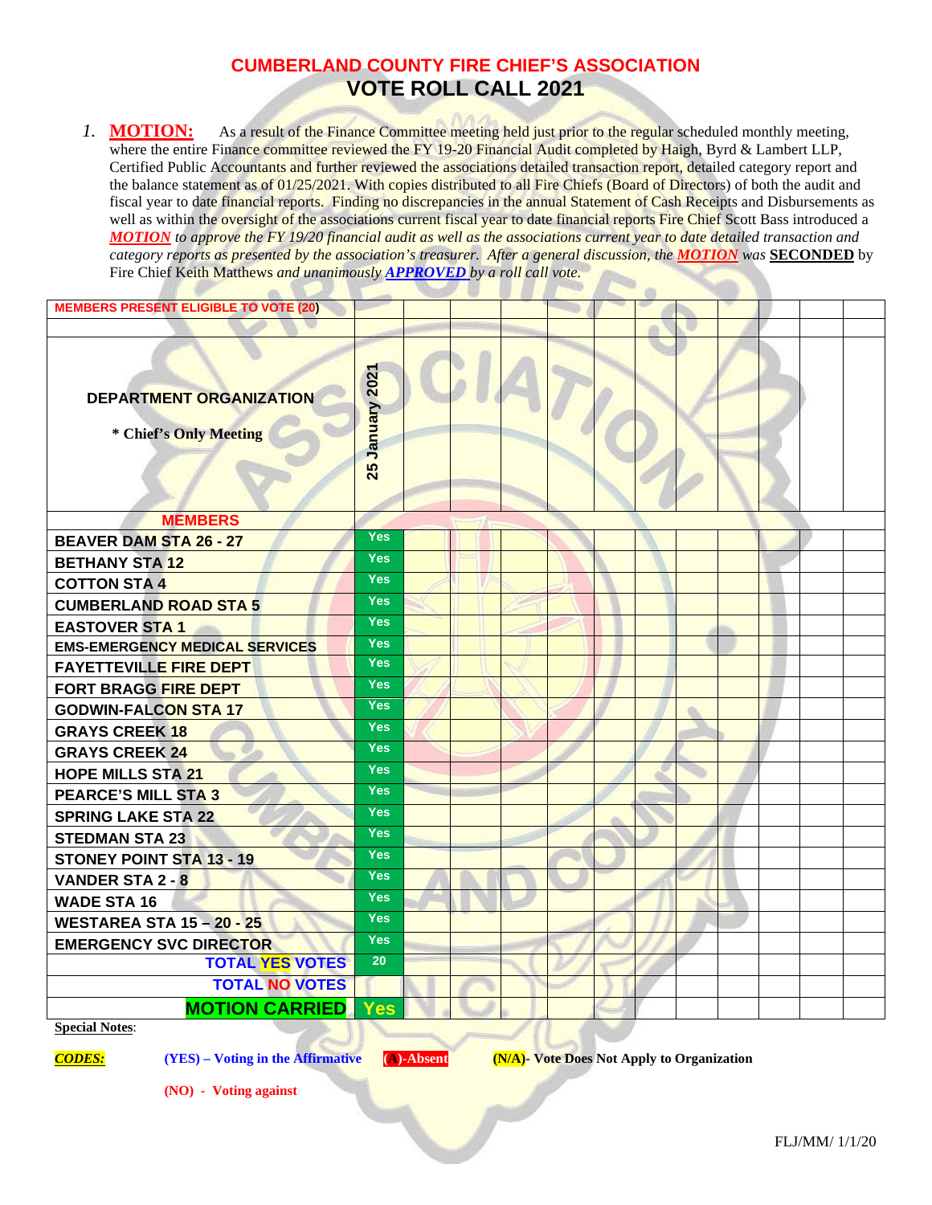# CUMBERLAND COUNTY FIRE CHIEF'S ASSOCIATION

## VOTE ROLL CALL 2021

1. **MOTION:** As a result of the Finance Committee meeting held just prior to the regular scheduled monthly meeting, where the entire Finance committee reviewed the FY 19-20 Financial Audit completed by Haigh, Byrd & Lambert LLP, Certified Public Accountants and further reviewed the associations detailed transaction report, detailed category report and the balance statement as of 01/25/2021. With copies distributed to all Fire Chiefs (Board of Directors) of both the audit and fiscal year to date financial reports. Finding no discrepancies in the annual Statement of Cash Receipts and Disbursements as well as within the oversight of the associations current fiscal year to date financial reports Fire Chief Scott Bass introduced a ***MOTION*** *to approve the FY 19/20 financial audit as well as the associations current year to date detailed transaction and category reports as presented by the association's treasurer. After a general discussion, the* ***MOTION*** *was* **SECONDED** by Fire Chief Keith Matthews *and unanimously* ***APPROVED*** *by a roll call vote.*

| MEMBERS PRESENT ELIGIBLE TO VOTE (20) | | | | | | | | | | | | |
|---|---|---|---|---|---|---|---|---|---|---|---|---|
| | | | | | | | | | | | | |
| DEPARTMENT ORGANIZATION<br>* Chief's Only Meeting | 25 January 2021 | | | | | | | | | | | |
| MEMBERS | | | | | | | | | | | | |
| BEAVER DAM STA 26 - 27 | Yes | | | | | | | | | | | |
| BETHANY STA 12 | Yes | | | | | | | | | | | |
| COTTON STA 4 | Yes | | | | | | | | | | | |
| CUMBERLAND ROAD STA 5 | Yes | | | | | | | | | | | |
| EASTOVER STA 1 | Yes | | | | | | | | | | | |
| EMS-EMERGENCY MEDICAL SERVICES | Yes | | | | | | | | | | | |
| FAYETTEVILLE FIRE DEPT | Yes | | | | | | | | | | | |
| FORT BRAGG FIRE DEPT | Yes | | | | | | | | | | | |
| GODWIN-FALCON STA 17 | Yes | | | | | | | | | | | |
| GRAYS CREEK 18 | Yes | | | | | | | | | | | |
| GRAYS CREEK 24 | Yes | | | | | | | | | | | |
| HOPE MILLS STA 21 | Yes | | | | | | | | | | | |
| PEARCE'S MILL STA 3 | Yes | | | | | | | | | | | |
| SPRING LAKE STA 22 | Yes | | | | | | | | | | | |
| STEDMAN STA 23 | Yes | | | | | | | | | | | |
| STONEY POINT STA 13 - 19 | Yes | | | | | | | | | | | |
| VANDER STA 2 - 8 | Yes | | | | | | | | | | | |
| WADE STA 16 | Yes | | | | | | | | | | | |
| WESTAREA STA 15 – 20 - 25 | Yes | | | | | | | | | | | |
| EMERGENCY SVC DIRECTOR | Yes | | | | | | | | | | | |
| TOTAL YES VOTES | 20 | | | | | | | | | | | |
| TOTAL NO VOTES | | | | | | | | | | | | |
| MOTION CARRIED | Yes | | | | | | | | | | | |

**Special Notes**:

***CODES:*** **(YES) – Voting in the Affirmative** **(A)-Absent** **(N/A)- Vote Does Not Apply to Organization**

**(NO) - Voting against**

FLJ/MM/ 1/1/20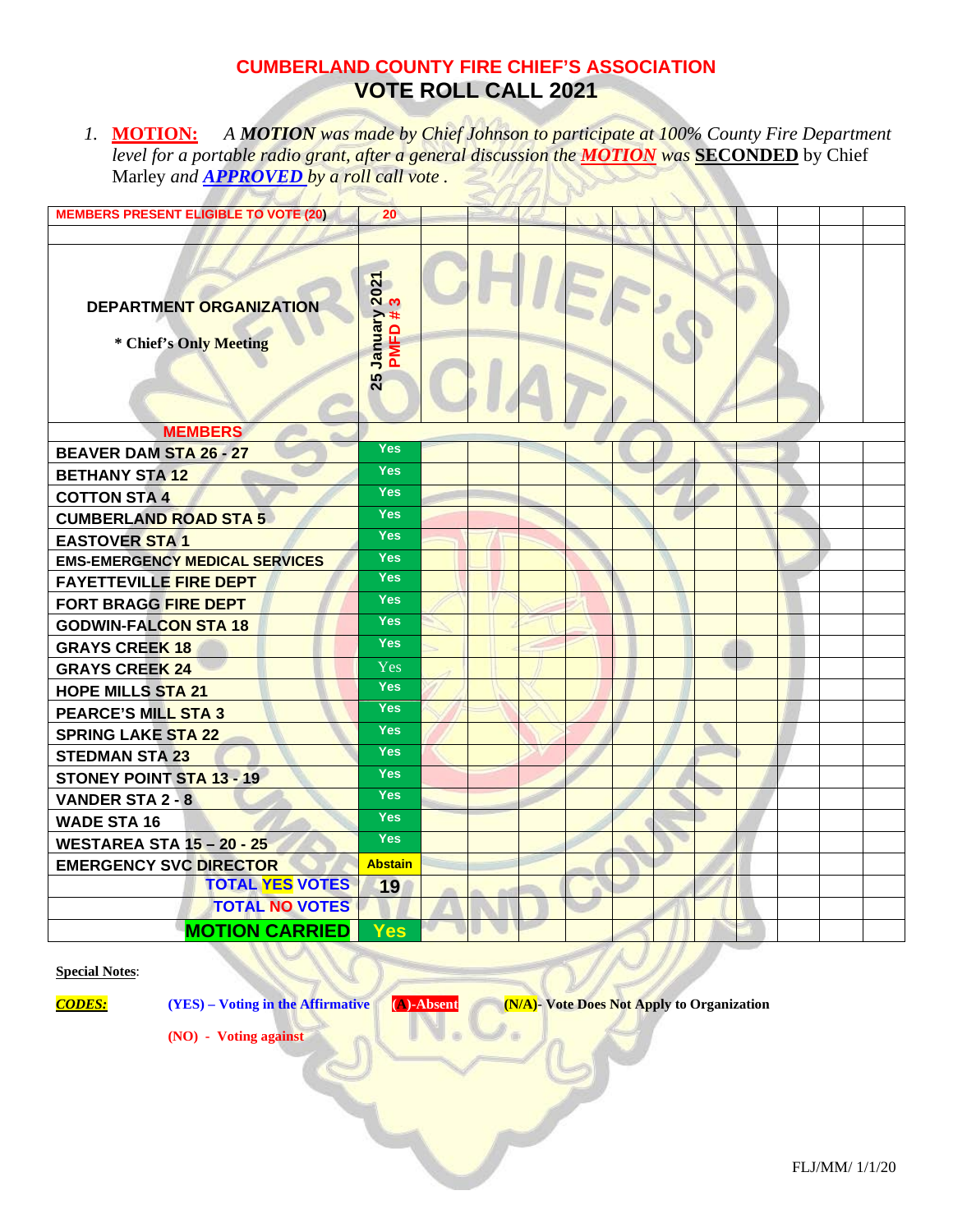# CUMBERLAND COUNTY FIRE CHIEF'S ASSOCIATION
## VOTE ROLL CALL 2021

1. **MOTION:** *A **MOTION** was made by Chief Johnson to participate at 100% County Fire Department level for a portable radio grant, after a general discussion the **MOTION** was* **SECONDED** by Chief Marley *and **APPROVED** by a roll call vote .*

| MEMBERS PRESENT ELIGIBLE TO VOTE (20) | 20 | | | | | | | | | | |
|---|---|---|---|---|---|---|---|---|---|---|---|
| | | | | | | | | | | | |
| **DEPARTMENT ORGANIZATION**<br>**\* Chief's Only Meeting** | 25 January 2021<br>PMFD # 3 | | | | | | | | | | |
| **MEMBERS** | | | | | | | | | | | |
| BEAVER DAM STA 26 - 27 | Yes | | | | | | | | | | |
| BETHANY STA 12 | Yes | | | | | | | | | | |
| COTTON STA 4 | Yes | | | | | | | | | | |
| CUMBERLAND ROAD STA 5 | Yes | | | | | | | | | | |
| EASTOVER STA 1 | Yes | | | | | | | | | | |
| EMS-EMERGENCY MEDICAL SERVICES | Yes | | | | | | | | | | |
| FAYETTEVILLE FIRE DEPT | Yes | | | | | | | | | | |
| FORT BRAGG FIRE DEPT | Yes | | | | | | | | | | |
| GODWIN-FALCON STA 18 | Yes | | | | | | | | | | |
| GRAYS CREEK 18 | Yes | | | | | | | | | | |
| GRAYS CREEK 24 | Yes | | | | | | | | | | |
| HOPE MILLS STA 21 | Yes | | | | | | | | | | |
| PEARCE'S MILL STA 3 | Yes | | | | | | | | | | |
| SPRING LAKE STA 22 | Yes | | | | | | | | | | |
| STEDMAN STA 23 | Yes | | | | | | | | | | |
| STONEY POINT STA 13 - 19 | Yes | | | | | | | | | | |
| VANDER STA 2 - 8 | Yes | | | | | | | | | | |
| WADE STA 16 | Yes | | | | | | | | | | |
| WESTAREA STA 15 – 20 - 25 | Yes | | | | | | | | | | |
| EMERGENCY SVC DIRECTOR | Abstain | | | | | | | | | | |
| **TOTAL YES VOTES** | 19 | | | | | | | | | | |
| **TOTAL NO VOTES** | | | | | | | | | | | |
| **MOTION CARRIED** | Yes | | | | | | | | | | |

**Special Notes**:

***CODES:*** **(YES) – Voting in the Affirmative** **(A)-Absent** **(N/A)- Vote Does Not Apply to Organization**

**(NO) - Voting against**

FLJ/MM/ 1/1/20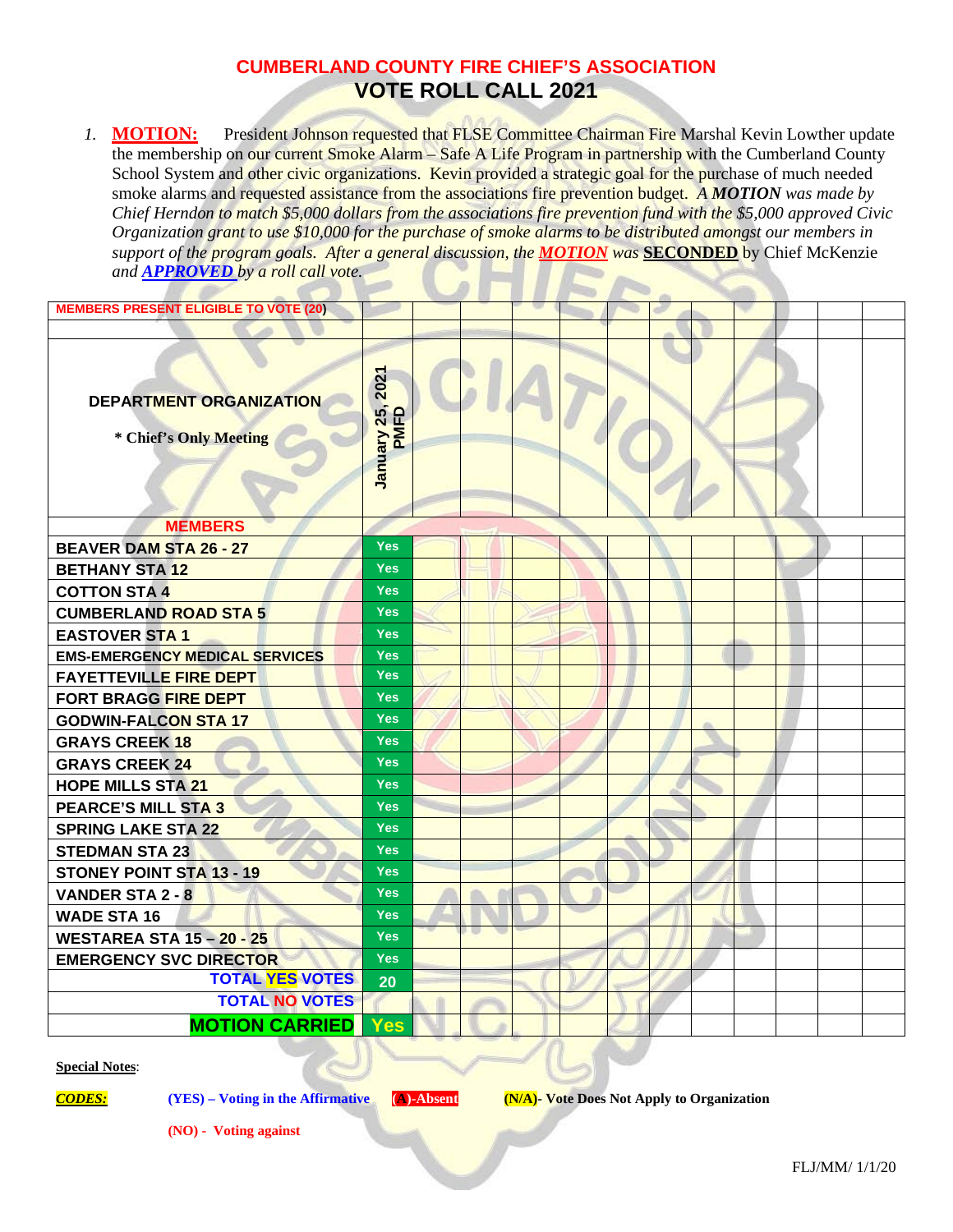# CUMBERLAND COUNTY FIRE CHIEF'S ASSOCIATION
## VOTE ROLL CALL 2021

1. **MOTION:** President Johnson requested that FLSE Committee Chairman Fire Marshal Kevin Lowther update the membership on our current Smoke Alarm – Safe A Life Program in partnership with the Cumberland County School System and other civic organizations. Kevin provided a strategic goal for the purchase of much needed smoke alarms and requested assistance from the associations fire prevention budget. *A **MOTION** was made by Chief Herndon to match $5,000 dollars from the associations fire prevention fund with the $5,000 approved Civic Organization grant to use $10,000 for the purchase of smoke alarms to be distributed amongst our members in support of the program goals. After a general discussion, the **MOTION** was* **SECONDED** by Chief McKenzie *and **APPROVED** by a roll call vote.*

| MEMBERS PRESENT ELIGIBLE TO VOTE (20) | | | | | | | | | | | |
|---|---|---|---|---|---|---|---|---|---|---|---|
| | | | | | | | | | | | |
| **DEPARTMENT ORGANIZATION** <br> **\* Chief's Only Meeting** | **January 25, 2021 PMFD** | | | | | | | | | | |
| **MEMBERS** | | | | | | | | | | | |
| **BEAVER DAM STA 26 - 27** | Yes | | | | | | | | | | |
| **BETHANY STA 12** | Yes | | | | | | | | | | |
| **COTTON STA 4** | Yes | | | | | | | | | | |
| **CUMBERLAND ROAD STA 5** | Yes | | | | | | | | | | |
| **EASTOVER STA 1** | Yes | | | | | | | | | | |
| **EMS-EMERGENCY MEDICAL SERVICES** | Yes | | | | | | | | | | |
| **FAYETTEVILLE FIRE DEPT** | Yes | | | | | | | | | | |
| **FORT BRAGG FIRE DEPT** | Yes | | | | | | | | | | |
| **GODWIN-FALCON STA 17** | Yes | | | | | | | | | | |
| **GRAYS CREEK 18** | Yes | | | | | | | | | | |
| **GRAYS CREEK 24** | Yes | | | | | | | | | | |
| **HOPE MILLS STA 21** | Yes | | | | | | | | | | |
| **PEARCE'S MILL STA 3** | Yes | | | | | | | | | | |
| **SPRING LAKE STA 22** | Yes | | | | | | | | | | |
| **STEDMAN STA 23** | Yes | | | | | | | | | | |
| **STONEY POINT STA 13 - 19** | Yes | | | | | | | | | | |
| **VANDER STA 2 - 8** | Yes | | | | | | | | | | |
| **WADE STA 16** | Yes | | | | | | | | | | |
| **WESTAREA STA 15 – 20 - 25** | Yes | | | | | | | | | | |
| **EMERGENCY SVC DIRECTOR** | Yes | | | | | | | | | | |
| **TOTAL YES VOTES** | **20** | | | | | | | | | | |
| **TOTAL NO VOTES** | | | | | | | | | | | |
| **MOTION CARRIED** | **Yes** | | | | | | | | | | |

**Special Notes**:

***CODES:*** **(YES) – Voting in the Affirmative** **(A)-Absent** **(N/A)- Vote Does Not Apply to Organization**

**(NO) - Voting against**

FLJ/MM/ 1/1/20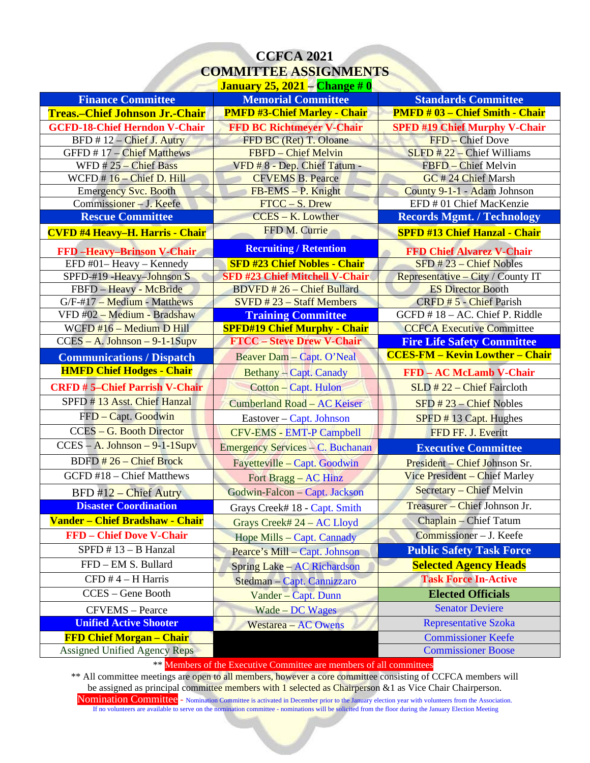# CCFCA 2021
# COMMITTEE ASSIGNMENTS

**January 25, 2021 – Change # 0**

| Finance Committee | Memorial Committee | Standards Committee |
|---|---|---|
| **Treas.–Chief Johnson Jr.-Chair** | **PMFD #3-Chief Marley - Chair** | **PMFD # 03 – Chief Smith - Chair** |
| **GCFD-18-Chief Herndon V-Chair** | **FFD BC Richtmeyer V-Chair** | **SPFD #19 Chief Murphy V-Chair** |
| BFD # 12 – Chief J. Autry | FFD BC (Ret) T. Oloane | FFD – Chief Dove |
| GFFD # 17 – Chief Matthews | FBFD – Chief Melvin | SLFD # 22 – Chief Williams |
| WFD # 25 – Chief Bass | VFD # 8 - Dep. Chief Tatum - | FBFD – Chief Melvin |
| WCFD # 16 – Chief D. Hill | CFVEMS B. Pearce | GC # 24 Chief Marsh |
| Emergency Svc. Booth | FB-EMS – P. Knight | County 9-1-1 - Adam Johnson |
| Commissioner – J. Keefe | FTCC – S. Drew | EFD # 01 Chief MacKenzie |
| **Rescue Committee** | CCES – K. Lowther | **Records Mgmt. / Technology** |
| **CVFD #4 Heavy–H. Harris - Chair** | FFD M. Currie | **SPFD #13 Chief Hanzal - Chair** |
| **FFD –Heavy–Brinson V-Chair** | **Recruiting / Retention** | **FFD Chief Alvarez V-Chair** |
| EFD #01– Heavy – Kennedy | **SFD #23 Chief Nobles - Chair** | SFD # 23 – Chief Nobles |
| SPFD-#19 -Heavy–Johnson S | **SFD #23 Chief Mitchell V-Chair** | Representative – City / County IT |
| FBFD – Heavy - McBride | BDVFD # 26 – Chief Bullard | ES Director Booth |
| G/F-#17 – Medium - Matthews | SVFD # 23 – Staff Members | CRFD # 5 - Chief Parish |
| VFD #02 – Medium - Bradshaw | **Training Committee** | GCFD # 18 – AC. Chief P. Riddle |
| WCFD #16 – Medium D Hill | **SPFD#19 Chief Murphy - Chair** | CCFCA Executive Committee |
| CCES – A. Johnson – 9-1-1Supv | **FTCC – Steve Drew V-Chair** | **Fire Life Safety Committee** |
| **Communications / Dispatch** | Beaver Dam – Capt. O'Neal | **CCES-FM – Kevin Lowther – Chair** |
| **HMFD Chief Hodges - Chair** | Bethany – Capt. Canady | **FFD – AC McLamb V-Chair** |
| **CRFD # 5–Chief Parish V-Chair** | Cotton – Capt. Hulon | SLD # 22 – Chief Faircloth |
| SPFD # 13 Asst. Chief Hanzal | Cumberland Road – AC Keiser | SFD # 23 – Chief Nobles |
| FFD – Capt. Goodwin | Eastover – Capt. Johnson | SPFD # 13 Capt. Hughes |
| CCES – G. Booth Director | CFV-EMS - EMT-P Campbell | FFD FF. J. Everitt |
| CCES – A. Johnson – 9-1-1Supv | Emergency Services – C. Buchanan | **Executive Committee** |
| BDFD # 26 – Chief Brock | Fayetteville – Capt. Goodwin | President – Chief Johnson Sr. |
| GCFD #18 – Chief Matthews | Fort Bragg – AC Hinz | Vice President – Chief Marley |
| BFD #12 – Chief Autry | Godwin-Falcon – Capt. Jackson | Secretary – Chief Melvin |
| **Disaster Coordination** | Grays Creek# 18 - Capt. Smith | Treasurer – Chief Johnson Jr. |
| **Vander – Chief Bradshaw - Chair** | Grays Creek# 24 – AC Lloyd | Chaplain – Chief Tatum |
| **FFD – Chief Dove V-Chair** | Hope Mills – Capt. Cannady | Commissioner – J. Keefe |
| SPFD # 13 – B Hanzal | Pearce's Mill – Capt. Johnson | **Public Safety Task Force** |
| FFD – EM S. Bullard | Spring Lake – AC Richardson | **Selected Agency Heads** |
| CFD # 4 – H Harris | Stedman – Capt. Cannizzaro | **Task Force In-Active** |
| CCES – Gene Booth | Vander – Capt. Dunn | **Elected Officials** |
| CFVEMS – Pearce | Wade – DC Wages | Senator Deviere |
| **Unified Active Shooter** | Westarea – AC Owens | Representative Szoka |
| **FFD Chief Morgan – Chair** | | Commissioner Keefe |
| Assigned Unified Agency Reps | | Commissioner Boose |

** Members of the Executive Committee are members of all committees

** All committee meetings are open to all members, however a core committee consisting of CCFCA members will be assigned as principal committee members with 1 selected as Chairperson &1 as Vice Chair Chairperson.

Nomination Committee - Nomination Committee is activated in December prior to the January election year with volunteers from the Association. If no volunteers are available to serve on the nomination committee - nominations will be solicited from the floor during the January Election Meeting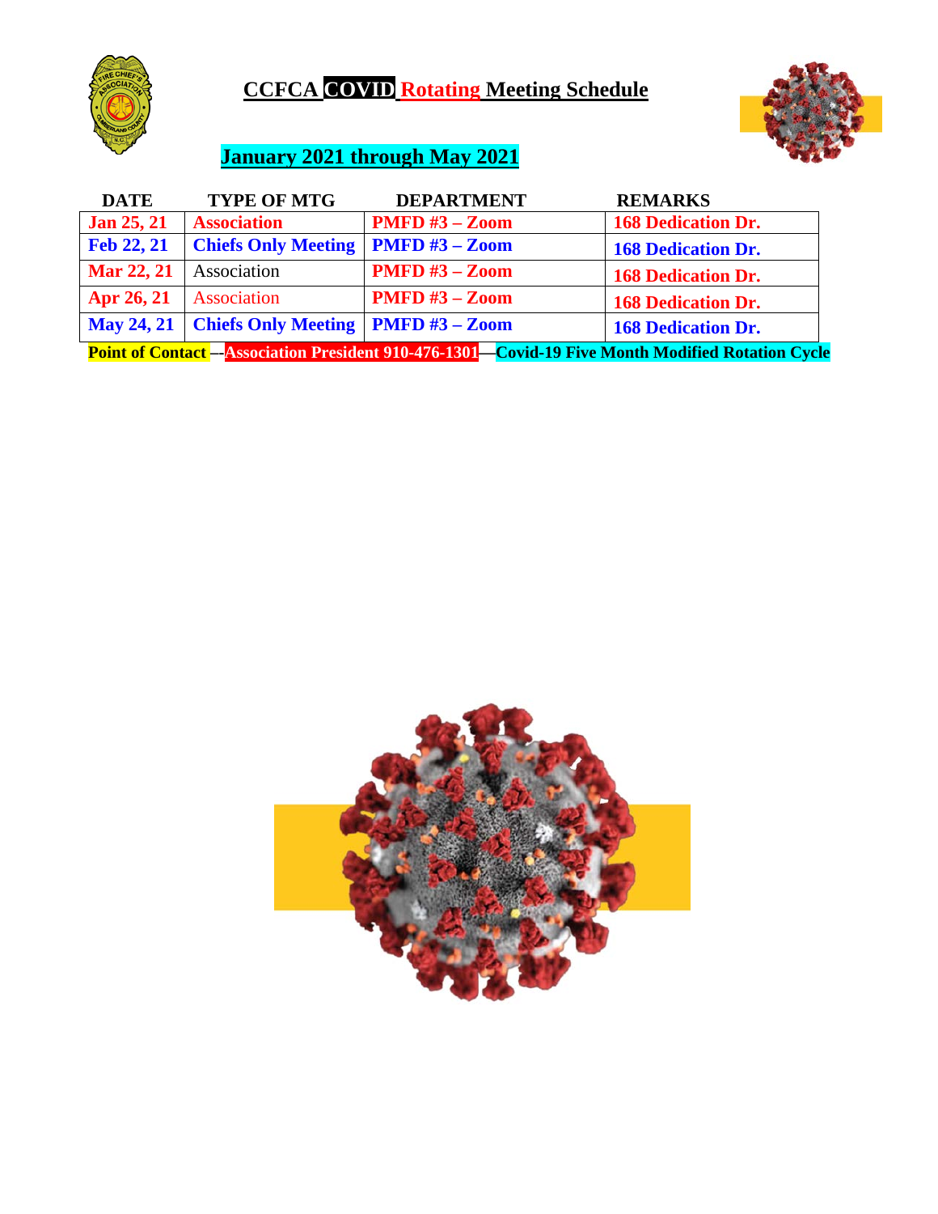# CCFCA COVID Rotating Meeting Schedule

## January 2021 through May 2021

| DATE | TYPE OF MTG | DEPARTMENT | REMARKS |
|---|---|---|---|
| Jan 25, 21 | Association | PMFD #3 – Zoom | 168 Dedication Dr. |
| Feb 22, 21 | Chiefs Only Meeting | PMFD #3 – Zoom | 168 Dedication Dr. |
| Mar 22, 21 | Association | PMFD #3 – Zoom | 168 Dedication Dr. |
| Apr 26, 21 | Association | PMFD #3 – Zoom | 168 Dedication Dr. |
| May 24, 21 | Chiefs Only Meeting | PMFD #3 – Zoom | 168 Dedication Dr. |

**Point of Contact** –-**Association President 910-476-1301**—**Covid-19 Five Month Modified Rotation Cycle**